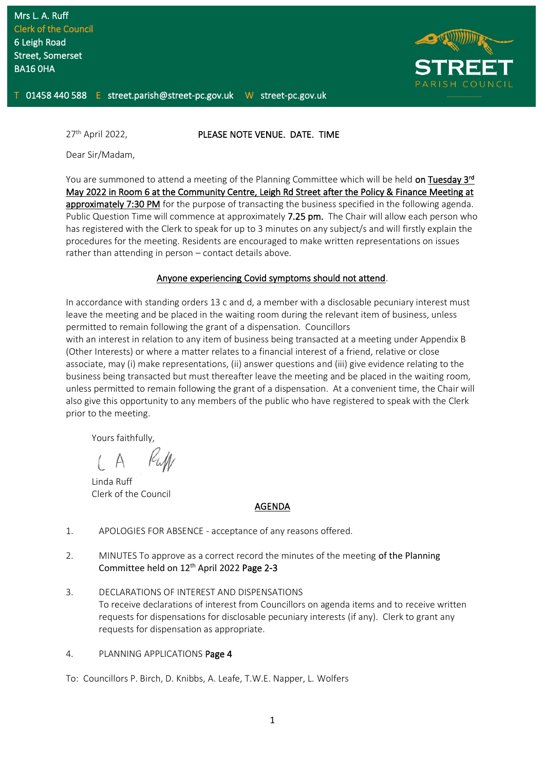Mrs L. A. Ruff
Clerk of the Council
6 Leigh Road
Street, Somerset
BA16 0HA

**STREET**
PARISH COUNCIL

T 01458 440 588 E street.parish@street-pc.gov.uk W street-pc.gov.uk

27th April 2022, **PLEASE NOTE VENUE. DATE. TIME**

Dear Sir/Madam,

You are summoned to attend a meeting of the Planning Committee which will be held **on Tuesday 3rd May 2022 in Room 6 at the Community Centre, Leigh Rd Street after the Policy & Finance Meeting at approximately 7:30 PM** for the purpose of transacting the business specified in the following agenda. Public Question Time will commence at approximately **7.25 pm.** The Chair will allow each person who has registered with the Clerk to speak for up to 3 minutes on any subject/s and will firstly explain the procedures for the meeting. Residents are encouraged to make written representations on issues rather than attending in person – contact details above.

**Anyone experiencing Covid symptoms should not attend.**

In accordance with standing orders 13 c and d, a member with a disclosable pecuniary interest must leave the meeting and be placed in the waiting room during the relevant item of business, unless permitted to remain following the grant of a dispensation. Councillors with an interest in relation to any item of business being transacted at a meeting under Appendix B (Other Interests) or where a matter relates to a financial interest of a friend, relative or close associate, may (i) make representations, (ii) answer questions and (iii) give evidence relating to the business being transacted but must thereafter leave the meeting and be placed in the waiting room, unless permitted to remain following the grant of a dispensation. At a convenient time, the Chair will also give this opportunity to any members of the public who have registered to speak with the Clerk prior to the meeting.

Yours faithfully,

L A Ruff

Linda Ruff
Clerk of the Council

## AGENDA

1. APOLOGIES FOR ABSENCE - acceptance of any reasons offered.

2. MINUTES To approve as a correct record the minutes of the meeting of the Planning Committee held on 12th April 2022 **Page 2-3**

3. DECLARATIONS OF INTEREST AND DISPENSATIONS
   To receive declarations of interest from Councillors on agenda items and to receive written requests for dispensations for disclosable pecuniary interests (if any). Clerk to grant any requests for dispensation as appropriate.

4. PLANNING APPLICATIONS **Page 4**

To: Councillors P. Birch, D. Knibbs, A. Leafe, T.W.E. Napper, L. Wolfers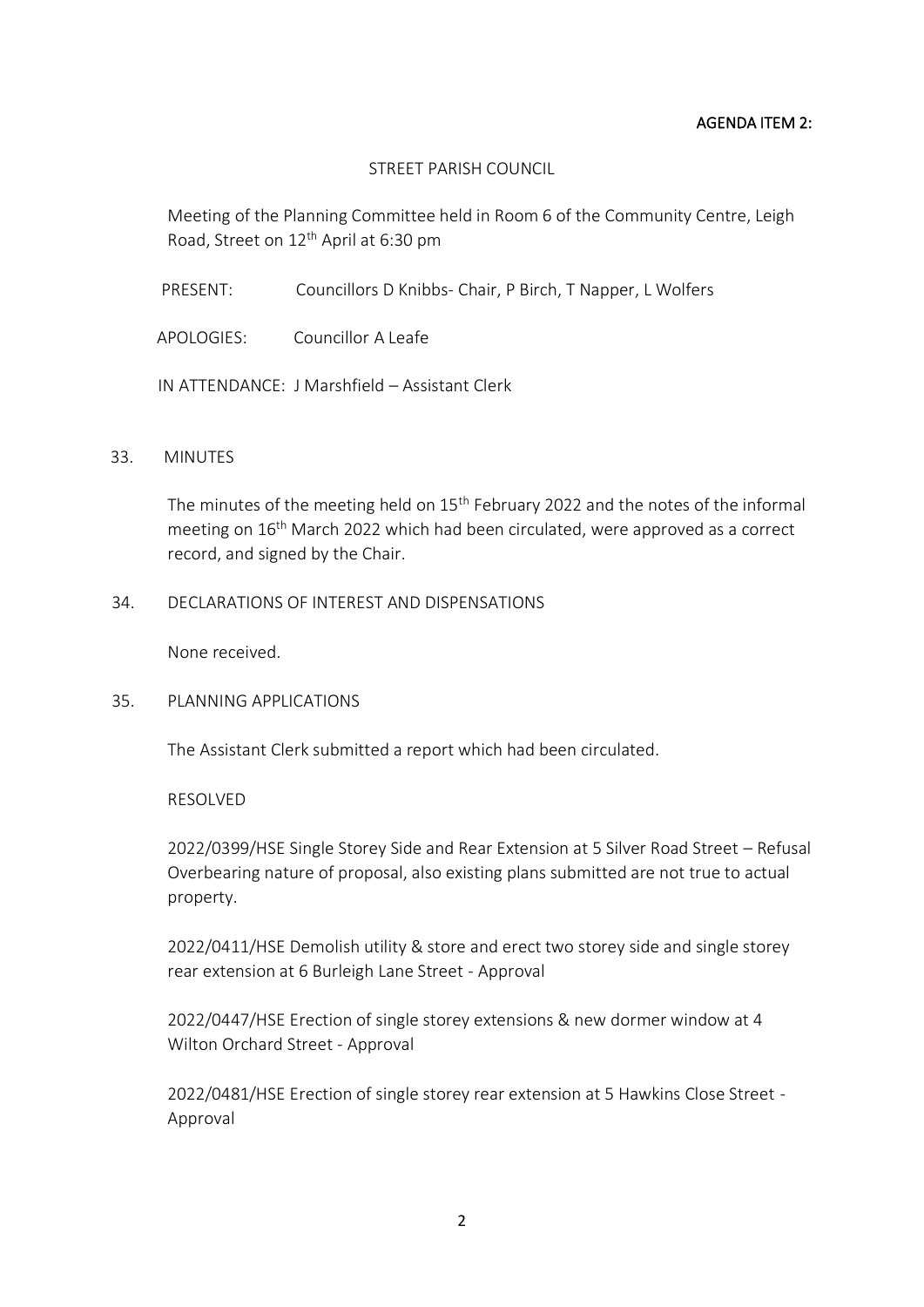**AGENDA ITEM 2:**

STREET PARISH COUNCIL

Meeting of the Planning Committee held in Room 6 of the Community Centre, Leigh Road, Street on 12th April at 6:30 pm

PRESENT: Councillors D Knibbs- Chair, P Birch, T Napper, L Wolfers

APOLOGIES: Councillor A Leafe

IN ATTENDANCE: J Marshfield – Assistant Clerk

33. MINUTES

The minutes of the meeting held on 15th February 2022 and the notes of the informal meeting on 16th March 2022 which had been circulated, were approved as a correct record, and signed by the Chair.

34. DECLARATIONS OF INTEREST AND DISPENSATIONS

None received.

35. PLANNING APPLICATIONS

The Assistant Clerk submitted a report which had been circulated.

RESOLVED

2022/0399/HSE Single Storey Side and Rear Extension at 5 Silver Road Street – Refusal Overbearing nature of proposal, also existing plans submitted are not true to actual property.

2022/0411/HSE Demolish utility & store and erect two storey side and single storey rear extension at 6 Burleigh Lane Street - Approval

2022/0447/HSE Erection of single storey extensions & new dormer window at 4 Wilton Orchard Street - Approval

2022/0481/HSE Erection of single storey rear extension at 5 Hawkins Close Street - Approval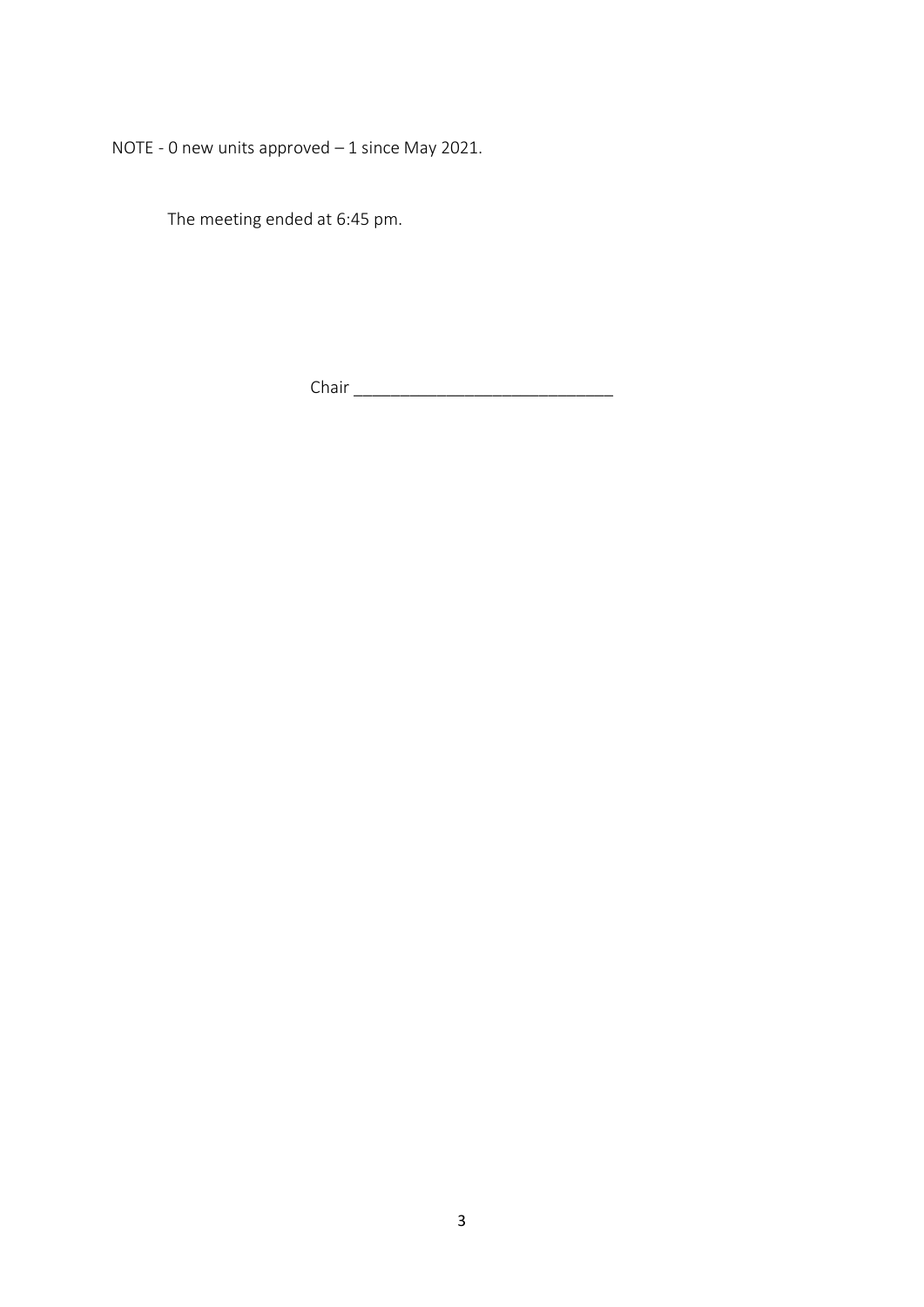NOTE - 0 new units approved – 1 since May 2021.

The meeting ended at 6:45 pm.

Chair ____________________________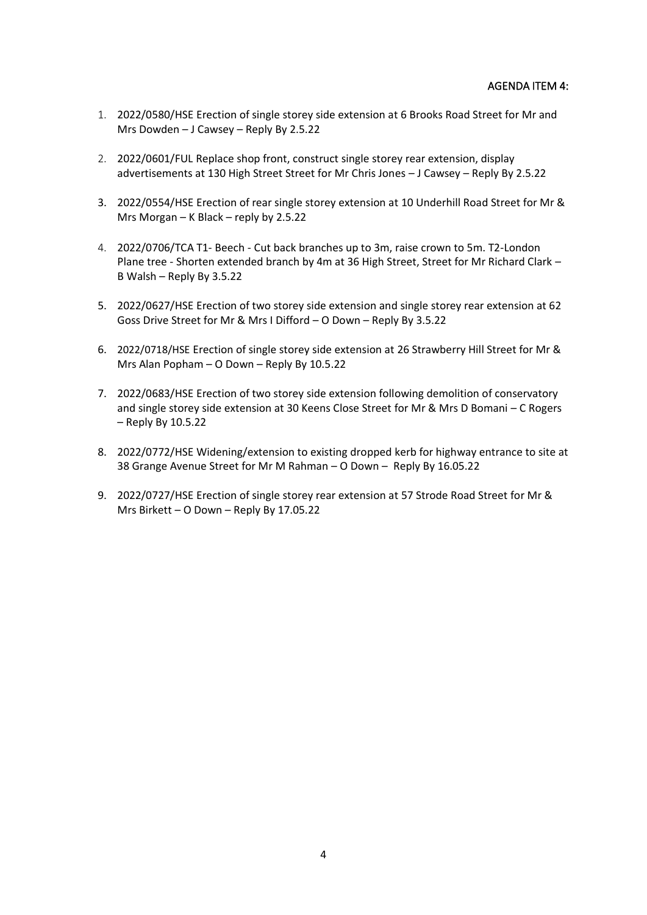AGENDA ITEM 4:

1. 2022/0580/HSE Erection of single storey side extension at 6 Brooks Road Street for Mr and Mrs Dowden – J Cawsey – Reply By 2.5.22

2. 2022/0601/FUL Replace shop front, construct single storey rear extension, display advertisements at 130 High Street Street for Mr Chris Jones – J Cawsey – Reply By 2.5.22

3. 2022/0554/HSE Erection of rear single storey extension at 10 Underhill Road Street for Mr & Mrs Morgan – K Black – reply by 2.5.22

4. 2022/0706/TCA T1- Beech - Cut back branches up to 3m, raise crown to 5m. T2-London Plane tree - Shorten extended branch by 4m at 36 High Street, Street for Mr Richard Clark – B Walsh – Reply By 3.5.22

5. 2022/0627/HSE Erection of two storey side extension and single storey rear extension at 62 Goss Drive Street for Mr & Mrs I Difford – O Down – Reply By 3.5.22

6. 2022/0718/HSE Erection of single storey side extension at 26 Strawberry Hill Street for Mr & Mrs Alan Popham – O Down – Reply By 10.5.22

7. 2022/0683/HSE Erection of two storey side extension following demolition of conservatory and single storey side extension at 30 Keens Close Street for Mr & Mrs D Bomani – C Rogers – Reply By 10.5.22

8. 2022/0772/HSE Widening/extension to existing dropped kerb for highway entrance to site at 38 Grange Avenue Street for Mr M Rahman – O Down – Reply By 16.05.22

9. 2022/0727/HSE Erection of single storey rear extension at 57 Strode Road Street for Mr & Mrs Birkett – O Down – Reply By 17.05.22